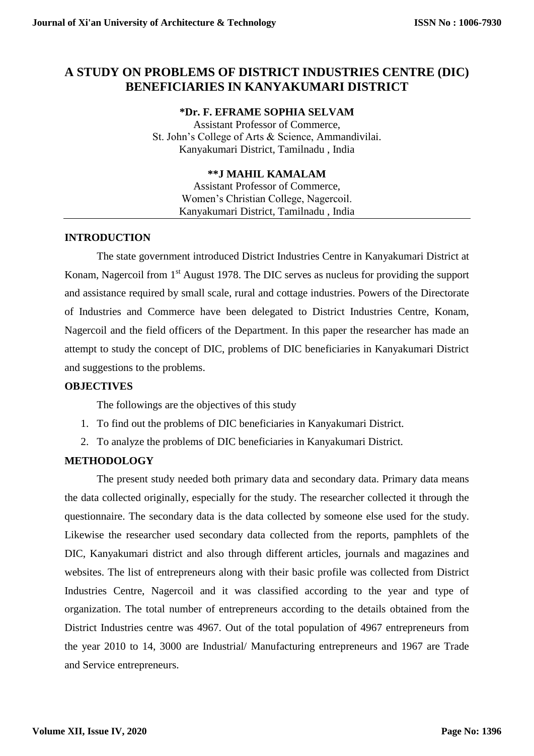# A STUDY ON PROBLEMS OF DISTRICT INDUSTRIES CENTRE (DIC) BENEFICIARIES IN KANYAKUMARI DISTRICT

**\*Dr. F. EFRAME SOPHIA SELVAM**
Assistant Professor of Commerce,
St. John's College of Arts & Science, Ammandivilai.
Kanyakumari District, Tamilnadu , India

**\*\*J MAHIL KAMALAM**
Assistant Professor of Commerce,
Women's Christian College, Nagercoil.
Kanyakumari District, Tamilnadu , India

## INTRODUCTION

The state government introduced District Industries Centre in Kanyakumari District at Konam, Nagercoil from 1st August 1978. The DIC serves as nucleus for providing the support and assistance required by small scale, rural and cottage industries. Powers of the Directorate of Industries and Commerce have been delegated to District Industries Centre, Konam, Nagercoil and the field officers of the Department. In this paper the researcher has made an attempt to study the concept of DIC, problems of DIC beneficiaries in Kanyakumari District and suggestions to the problems.

## OBJECTIVES

The followings are the objectives of this study

1. To find out the problems of DIC beneficiaries in Kanyakumari District.
2. To analyze the problems of DIC beneficiaries in Kanyakumari District.

## METHODOLOGY

The present study needed both primary data and secondary data. Primary data means the data collected originally, especially for the study. The researcher collected it through the questionnaire. The secondary data is the data collected by someone else used for the study. Likewise the researcher used secondary data collected from the reports, pamphlets of the DIC, Kanyakumari district and also through different articles, journals and magazines and websites. The list of entrepreneurs along with their basic profile was collected from District Industries Centre, Nagercoil and it was classified according to the year and type of organization. The total number of entrepreneurs according to the details obtained from the District Industries centre was 4967. Out of the total population of 4967 entrepreneurs from the year 2010 to 14, 3000 are Industrial/ Manufacturing entrepreneurs and 1967 are Trade and Service entrepreneurs.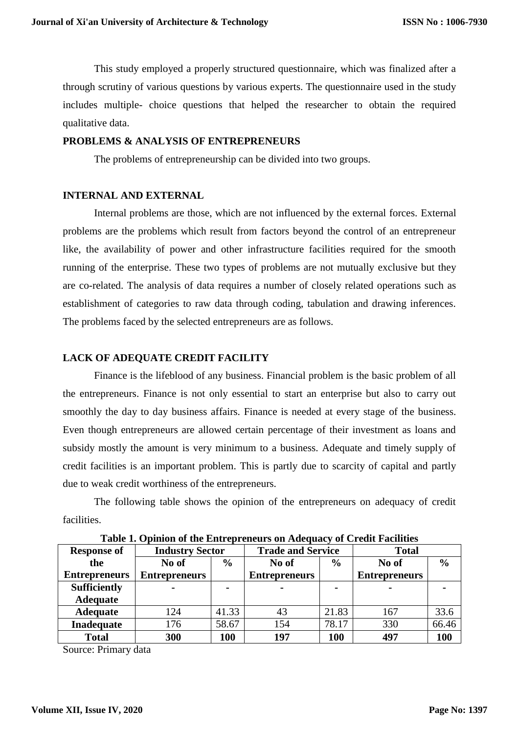This study employed a properly structured questionnaire, which was finalized after a through scrutiny of various questions by various experts. The questionnaire used in the study includes multiple- choice questions that helped the researcher to obtain the required qualitative data.

## PROBLEMS & ANALYSIS OF ENTREPRENEURS

The problems of entrepreneurship can be divided into two groups.

## INTERNAL AND EXTERNAL

Internal problems are those, which are not influenced by the external forces. External problems are the problems which result from factors beyond the control of an entrepreneur like, the availability of power and other infrastructure facilities required for the smooth running of the enterprise. These two types of problems are not mutually exclusive but they are co-related. The analysis of data requires a number of closely related operations such as establishment of categories to raw data through coding, tabulation and drawing inferences. The problems faced by the selected entrepreneurs are as follows.

## LACK OF ADEQUATE CREDIT FACILITY

Finance is the lifeblood of any business. Financial problem is the basic problem of all the entrepreneurs. Finance is not only essential to start an enterprise but also to carry out smoothly the day to day business affairs. Finance is needed at every stage of the business. Even though entrepreneurs are allowed certain percentage of their investment as loans and subsidy mostly the amount is very minimum to a business. Adequate and timely supply of credit facilities is an important problem. This is partly due to scarcity of capital and partly due to weak credit worthiness of the entrepreneurs.

The following table shows the opinion of the entrepreneurs on adequacy of credit facilities.

**Table 1. Opinion of the Entrepreneurs on Adequacy of Credit Facilities**

| Response of the Entrepreneurs | Industry Sector | | Trade and Service | | Total | |
|---|---|---|---|---|---|---|
| | No of Entrepreneurs | % | No of Entrepreneurs | % | No of Entrepreneurs | % |
| **Sufficiently Adequate** | - | - | - | - | - | - |
| **Adequate** | 124 | 41.33 | 43 | 21.83 | 167 | 33.6 |
| **Inadequate** | 176 | 58.67 | 154 | 78.17 | 330 | 66.46 |
| **Total** | **300** | **100** | **197** | **100** | **497** | **100** |

Source: Primary data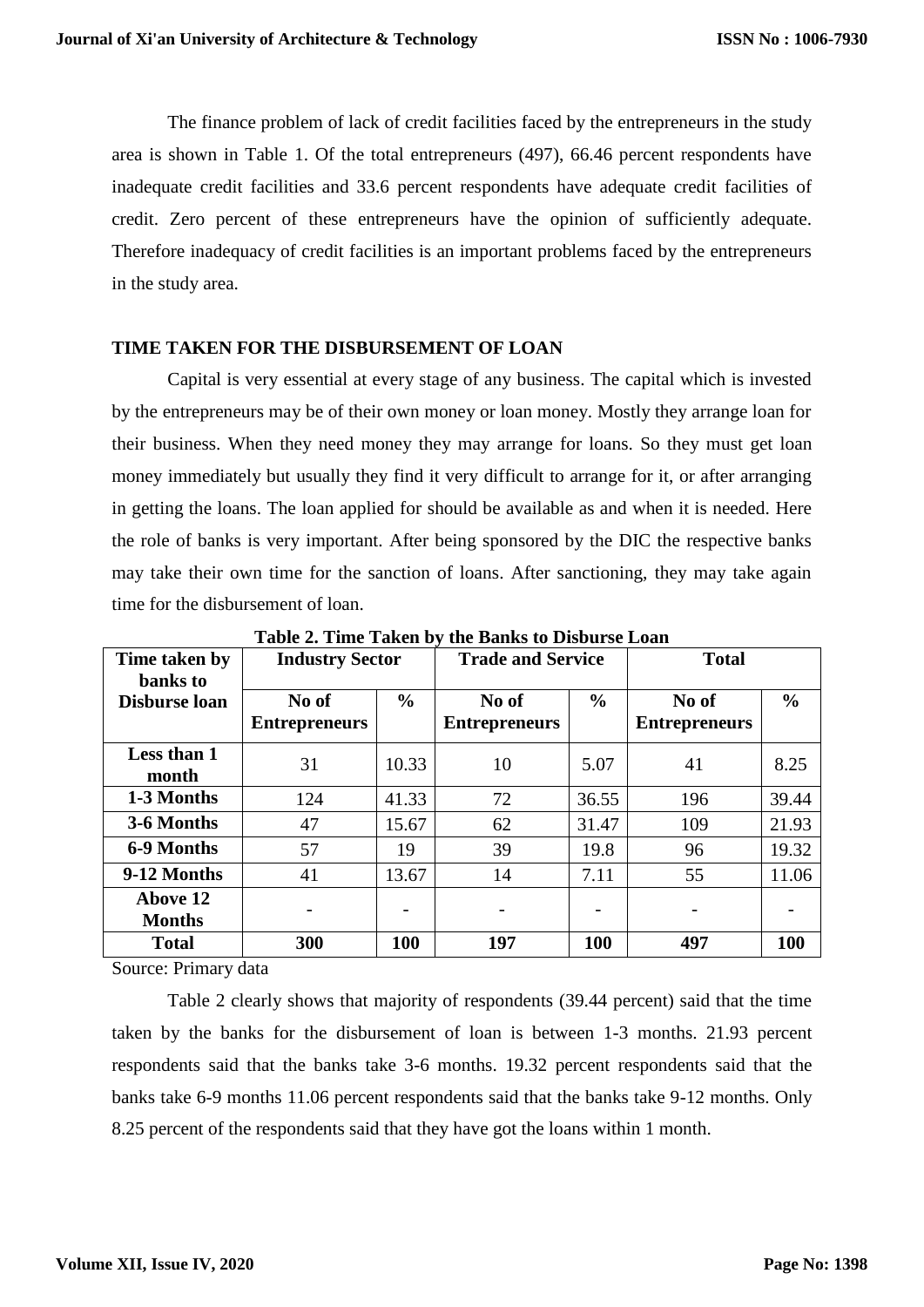The finance problem of lack of credit facilities faced by the entrepreneurs in the study area is shown in Table 1. Of the total entrepreneurs (497), 66.46 percent respondents have inadequate credit facilities and 33.6 percent respondents have adequate credit facilities of credit. Zero percent of these entrepreneurs have the opinion of sufficiently adequate. Therefore inadequacy of credit facilities is an important problems faced by the entrepreneurs in the study area.

## TIME TAKEN FOR THE DISBURSEMENT OF LOAN

Capital is very essential at every stage of any business. The capital which is invested by the entrepreneurs may be of their own money or loan money. Mostly they arrange loan for their business. When they need money they may arrange for loans. So they must get loan money immediately but usually they find it very difficult to arrange for it, or after arranging in getting the loans. The loan applied for should be available as and when it is needed. Here the role of banks is very important. After being sponsored by the DIC the respective banks may take their own time for the sanction of loans. After sanctioning, they may take again time for the disbursement of loan.

**Table 2. Time Taken by the Banks to Disburse Loan**

| Time taken by banks to Disburse loan | Industry Sector | | Trade and Service | | Total | |
|---|---|---|---|---|---|---|
| | No of Entrepreneurs | % | No of Entrepreneurs | % | No of Entrepreneurs | % |
| Less than 1 month | 31 | 10.33 | 10 | 5.07 | 41 | 8.25 |
| 1-3 Months | 124 | 41.33 | 72 | 36.55 | 196 | 39.44 |
| 3-6 Months | 47 | 15.67 | 62 | 31.47 | 109 | 21.93 |
| 6-9 Months | 57 | 19 | 39 | 19.8 | 96 | 19.32 |
| 9-12 Months | 41 | 13.67 | 14 | 7.11 | 55 | 11.06 |
| Above 12 Months | - | - | - | - | - | - |
| **Total** | **300** | **100** | **197** | **100** | **497** | **100** |

Source: Primary data

Table 2 clearly shows that majority of respondents (39.44 percent) said that the time taken by the banks for the disbursement of loan is between 1-3 months. 21.93 percent respondents said that the banks take 3-6 months. 19.32 percent respondents said that the banks take 6-9 months 11.06 percent respondents said that the banks take 9-12 months. Only 8.25 percent of the respondents said that they have got the loans within 1 month.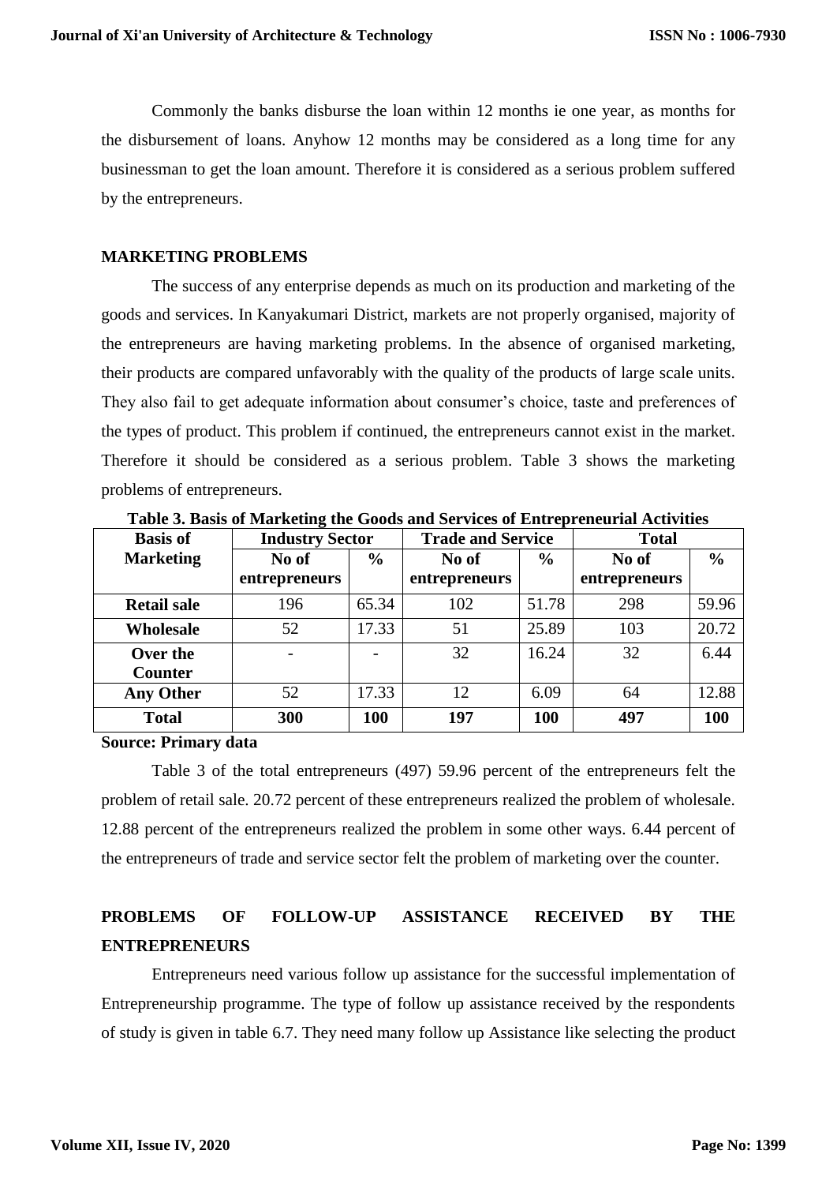Commonly the banks disburse the loan within 12 months ie one year, as months for the disbursement of loans. Anyhow 12 months may be considered as a long time for any businessman to get the loan amount. Therefore it is considered as a serious problem suffered by the entrepreneurs.

## MARKETING PROBLEMS

The success of any enterprise depends as much on its production and marketing of the goods and services. In Kanyakumari District, markets are not properly organised, majority of the entrepreneurs are having marketing problems. In the absence of organised marketing, their products are compared unfavorably with the quality of the products of large scale units. They also fail to get adequate information about consumer's choice, taste and preferences of the types of product. This problem if continued, the entrepreneurs cannot exist in the market. Therefore it should be considered as a serious problem. Table 3 shows the marketing problems of entrepreneurs.

**Table 3. Basis of Marketing the Goods and Services of Entrepreneurial Activities**

| Basis of Marketing | Industry Sector | | Trade and Service | | Total | |
|---|---|---|---|---|---|---|
| | No of entrepreneurs | % | No of entrepreneurs | % | No of entrepreneurs | % |
| **Retail sale** | 196 | 65.34 | 102 | 51.78 | 298 | 59.96 |
| **Wholesale** | 52 | 17.33 | 51 | 25.89 | 103 | 20.72 |
| **Over the Counter** | - | - | 32 | 16.24 | 32 | 6.44 |
| **Any Other** | 52 | 17.33 | 12 | 6.09 | 64 | 12.88 |
| **Total** | **300** | **100** | **197** | **100** | **497** | **100** |

**Source: Primary data**

Table 3 of the total entrepreneurs (497) 59.96 percent of the entrepreneurs felt the problem of retail sale. 20.72 percent of these entrepreneurs realized the problem of wholesale. 12.88 percent of the entrepreneurs realized the problem in some other ways. 6.44 percent of the entrepreneurs of trade and service sector felt the problem of marketing over the counter.

## PROBLEMS OF FOLLOW-UP ASSISTANCE RECEIVED BY THE ENTREPRENEURS

Entrepreneurs need various follow up assistance for the successful implementation of Entrepreneurship programme. The type of follow up assistance received by the respondents of study is given in table 6.7. They need many follow up Assistance like selecting the product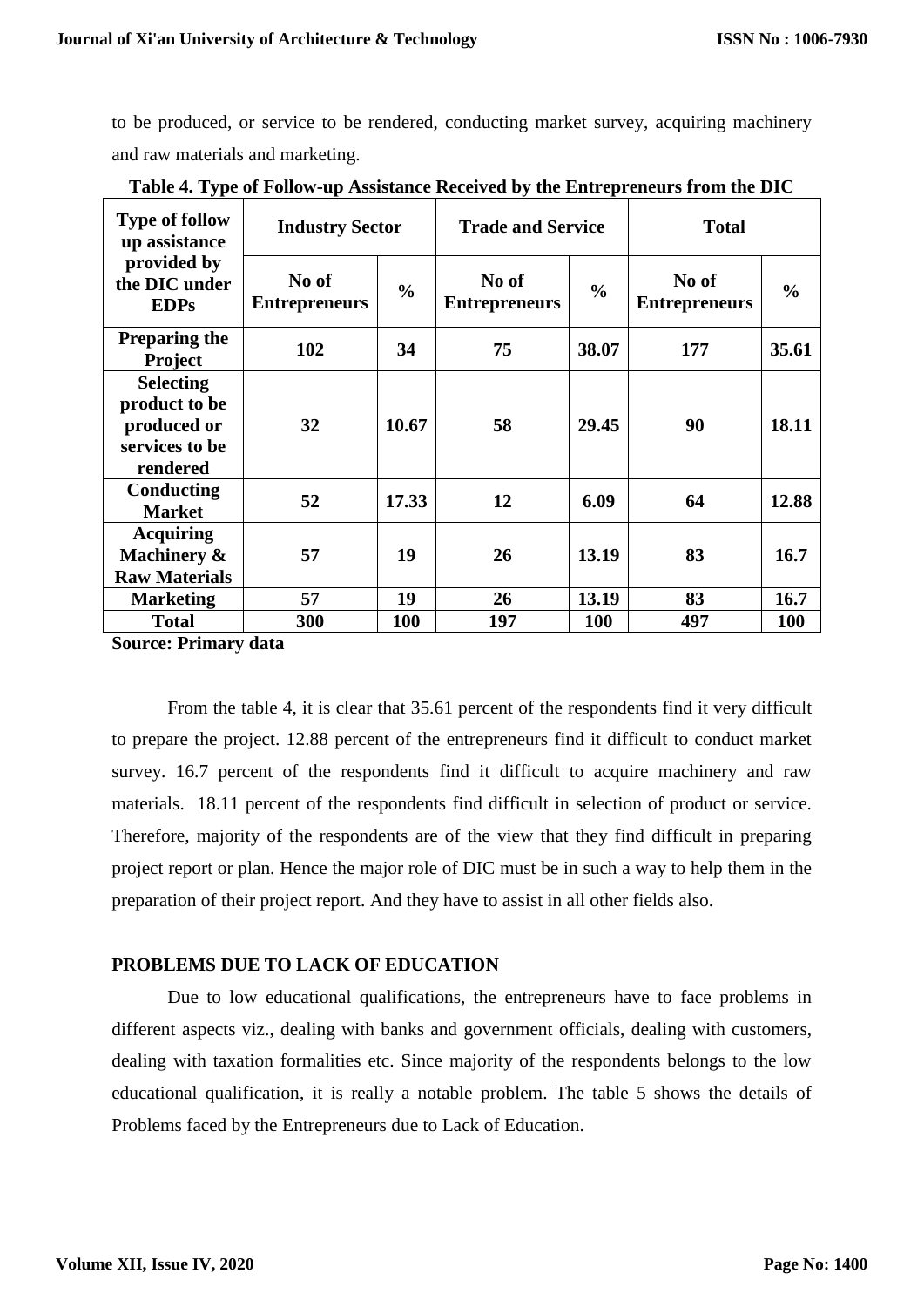to be produced, or service to be rendered, conducting market survey, acquiring machinery and raw materials and marketing.

**Table 4. Type of Follow-up Assistance Received by the Entrepreneurs from the DIC**

| Type of follow up assistance provided by the DIC under EDPs | Industry Sector | | Trade and Service | | Total | |
|---|---|---|---|---|---|---|
| | No of Entrepreneurs | % | No of Entrepreneurs | % | No of Entrepreneurs | % |
| Preparing the Project | 102 | 34 | 75 | 38.07 | 177 | 35.61 |
| Selecting product to be produced or services to be rendered | 32 | 10.67 | 58 | 29.45 | 90 | 18.11 |
| Conducting Market | 52 | 17.33 | 12 | 6.09 | 64 | 12.88 |
| Acquiring Machinery & Raw Materials | 57 | 19 | 26 | 13.19 | 83 | 16.7 |
| Marketing | 57 | 19 | 26 | 13.19 | 83 | 16.7 |
| Total | 300 | 100 | 197 | 100 | 497 | 100 |

**Source: Primary data**

From the table 4, it is clear that 35.61 percent of the respondents find it very difficult to prepare the project. 12.88 percent of the entrepreneurs find it difficult to conduct market survey. 16.7 percent of the respondents find it difficult to acquire machinery and raw materials. 18.11 percent of the respondents find difficult in selection of product or service. Therefore, majority of the respondents are of the view that they find difficult in preparing project report or plan. Hence the major role of DIC must be in such a way to help them in the preparation of their project report. And they have to assist in all other fields also.

## PROBLEMS DUE TO LACK OF EDUCATION

Due to low educational qualifications, the entrepreneurs have to face problems in different aspects viz., dealing with banks and government officials, dealing with customers, dealing with taxation formalities etc. Since majority of the respondents belongs to the low educational qualification, it is really a notable problem. The table 5 shows the details of Problems faced by the Entrepreneurs due to Lack of Education.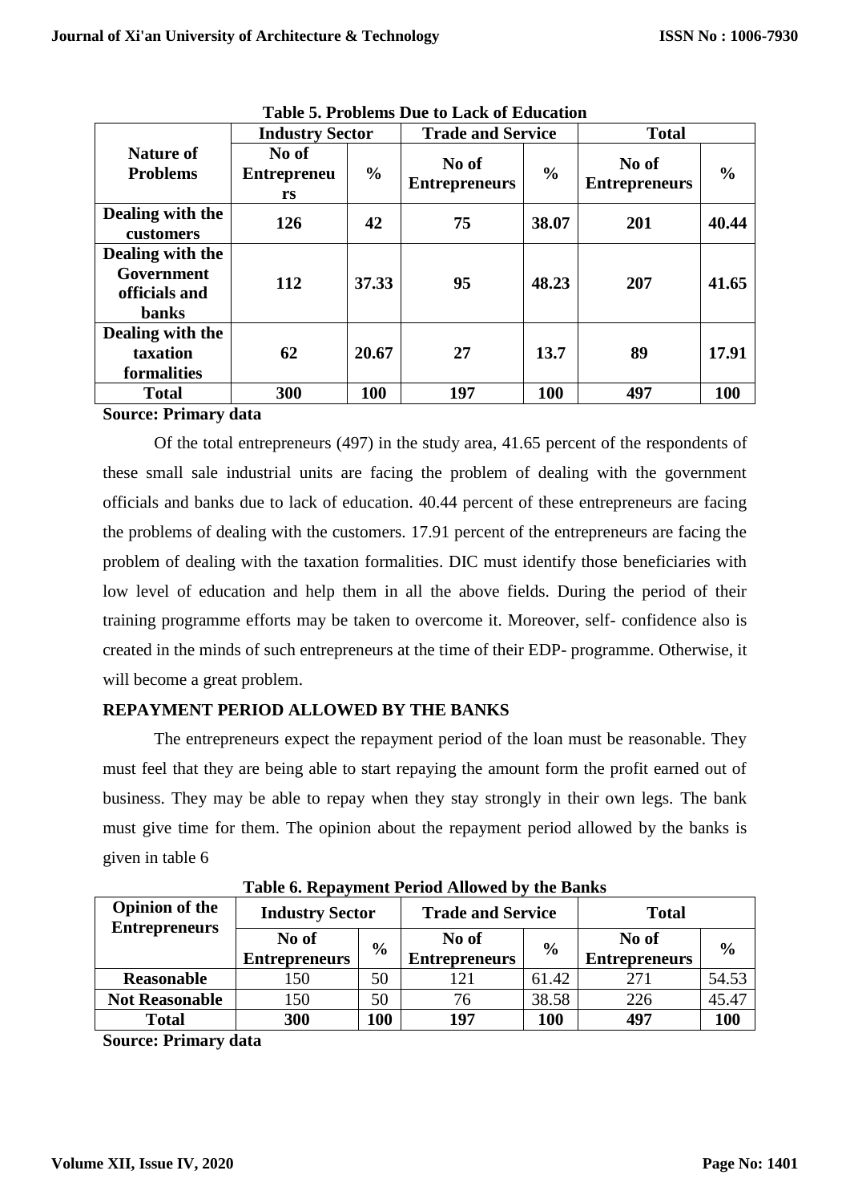**Table 5. Problems Due to Lack of Education**

| Nature of Problems | Industry Sector | | Trade and Service | | Total | |
|---|---|---|---|---|---|---|
| | No of Entrepreneurs | % | No of Entrepreneurs | % | No of Entrepreneurs | % |
| **Dealing with the customers** | **126** | **42** | **75** | **38.07** | **201** | **40.44** |
| **Dealing with the Government officials and banks** | **112** | **37.33** | **95** | **48.23** | **207** | **41.65** |
| **Dealing with the taxation formalities** | **62** | **20.67** | **27** | **13.7** | **89** | **17.91** |
| **Total** | **300** | **100** | **197** | **100** | **497** | **100** |

**Source: Primary data**

Of the total entrepreneurs (497) in the study area, 41.65 percent of the respondents of these small sale industrial units are facing the problem of dealing with the government officials and banks due to lack of education. 40.44 percent of these entrepreneurs are facing the problems of dealing with the customers. 17.91 percent of the entrepreneurs are facing the problem of dealing with the taxation formalities. DIC must identify those beneficiaries with low level of education and help them in all the above fields. During the period of their training programme efforts may be taken to overcome it. Moreover, self- confidence also is created in the minds of such entrepreneurs at the time of their EDP- programme. Otherwise, it will become a great problem.

## REPAYMENT PERIOD ALLOWED BY THE BANKS

The entrepreneurs expect the repayment period of the loan must be reasonable. They must feel that they are being able to start repaying the amount form the profit earned out of business. They may be able to repay when they stay strongly in their own legs. The bank must give time for them. The opinion about the repayment period allowed by the banks is given in table 6

**Table 6. Repayment Period Allowed by the Banks**

| Opinion of the Entrepreneurs | Industry Sector | | Trade and Service | | Total | |
|---|---|---|---|---|---|---|
| | No of Entrepreneurs | % | No of Entrepreneurs | % | No of Entrepreneurs | % |
| **Reasonable** | 150 | 50 | 121 | 61.42 | 271 | 54.53 |
| **Not Reasonable** | 150 | 50 | 76 | 38.58 | 226 | 45.47 |
| **Total** | **300** | **100** | **197** | **100** | **497** | **100** |

**Source: Primary data**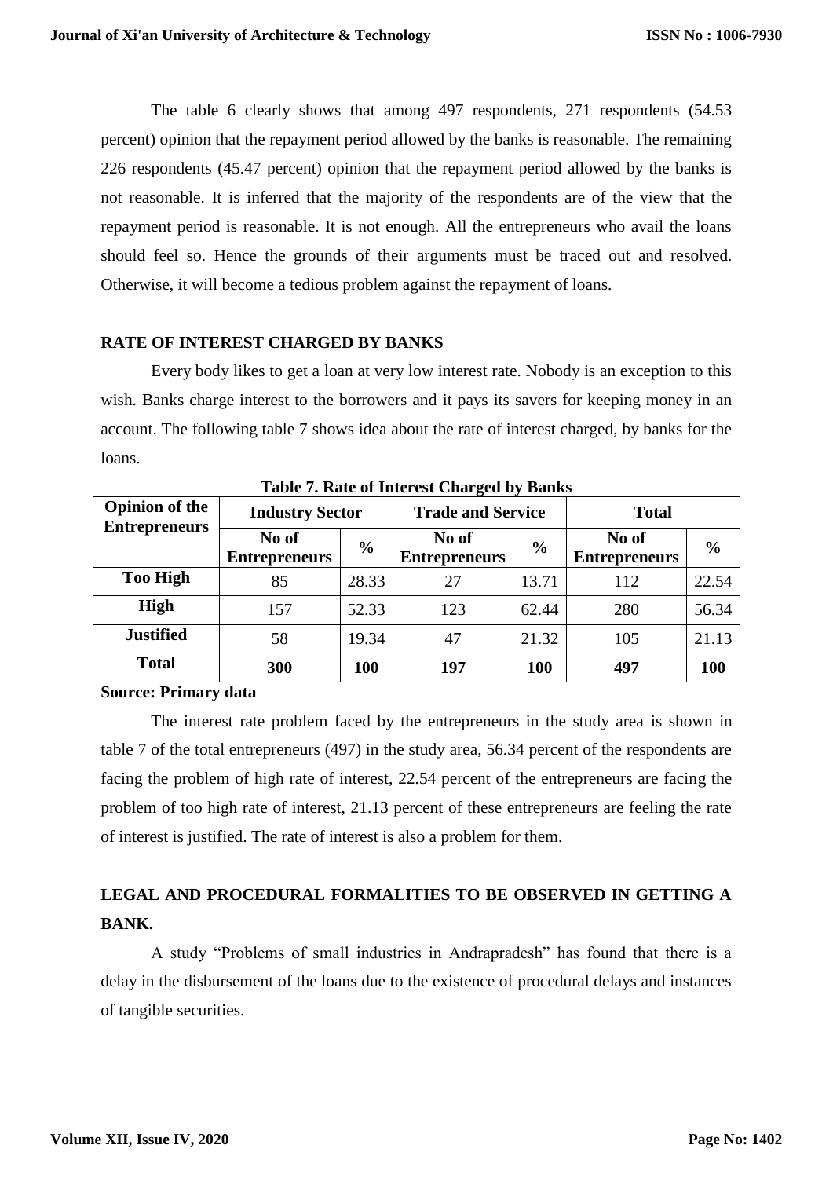The table 6 clearly shows that among 497 respondents, 271 respondents (54.53 percent) opinion that the repayment period allowed by the banks is reasonable. The remaining 226 respondents (45.47 percent) opinion that the repayment period allowed by the banks is not reasonable. It is inferred that the majority of the respondents are of the view that the repayment period is reasonable. It is not enough. All the entrepreneurs who avail the loans should feel so. Hence the grounds of their arguments must be traced out and resolved. Otherwise, it will become a tedious problem against the repayment of loans.

## RATE OF INTEREST CHARGED BY BANKS

Every body likes to get a loan at very low interest rate. Nobody is an exception to this wish. Banks charge interest to the borrowers and it pays its savers for keeping money in an account. The following table 7 shows idea about the rate of interest charged, by banks for the loans.

**Table 7. Rate of Interest Charged by Banks**

| Opinion of the Entrepreneurs | Industry Sector | | Trade and Service | | Total | |
|---|---|---|---|---|---|---|
| | No of Entrepreneurs | % | No of Entrepreneurs | % | No of Entrepreneurs | % |
| **Too High** | 85 | 28.33 | 27 | 13.71 | 112 | 22.54 |
| **High** | 157 | 52.33 | 123 | 62.44 | 280 | 56.34 |
| **Justified** | 58 | 19.34 | 47 | 21.32 | 105 | 21.13 |
| **Total** | **300** | **100** | **197** | **100** | **497** | **100** |

**Source: Primary data**

The interest rate problem faced by the entrepreneurs in the study area is shown in table 7 of the total entrepreneurs (497) in the study area, 56.34 percent of the respondents are facing the problem of high rate of interest, 22.54 percent of the entrepreneurs are facing the problem of too high rate of interest, 21.13 percent of these entrepreneurs are feeling the rate of interest is justified. The rate of interest is also a problem for them.

## LEGAL AND PROCEDURAL FORMALITIES TO BE OBSERVED IN GETTING A BANK.

A study "Problems of small industries in Andrapradesh" has found that there is a delay in the disbursement of the loans due to the existence of procedural delays and instances of tangible securities.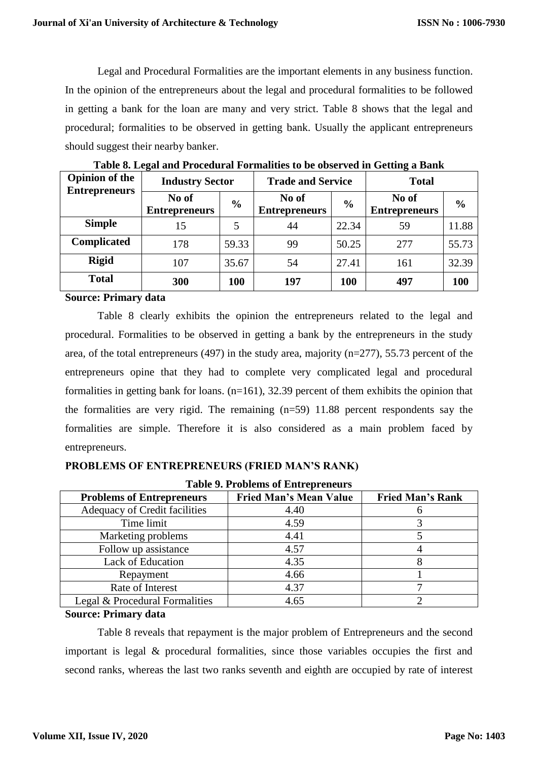Legal and Procedural Formalities are the important elements in any business function. In the opinion of the entrepreneurs about the legal and procedural formalities to be followed in getting a bank for the loan are many and very strict. Table 8 shows that the legal and procedural; formalities to be observed in getting bank. Usually the applicant entrepreneurs should suggest their nearby banker.

**Table 8. Legal and Procedural Formalities to be observed in Getting a Bank**

| Opinion of the Entrepreneurs | Industry Sector | | Trade and Service | | Total | |
|---|---|---|---|---|---|---|
| | No of Entrepreneurs | % | No of Entrepreneurs | % | No of Entrepreneurs | % |
| **Simple** | 15 | 5 | 44 | 22.34 | 59 | 11.88 |
| **Complicated** | 178 | 59.33 | 99 | 50.25 | 277 | 55.73 |
| **Rigid** | 107 | 35.67 | 54 | 27.41 | 161 | 32.39 |
| **Total** | **300** | **100** | **197** | **100** | **497** | **100** |

**Source: Primary data**

Table 8 clearly exhibits the opinion the entrepreneurs related to the legal and procedural. Formalities to be observed in getting a bank by the entrepreneurs in the study area, of the total entrepreneurs (497) in the study area, majority (n=277), 55.73 percent of the entrepreneurs opine that they had to complete very complicated legal and procedural formalities in getting bank for loans. (n=161), 32.39 percent of them exhibits the opinion that the formalities are very rigid. The remaining (n=59) 11.88 percent respondents say the formalities are simple. Therefore it is also considered as a main problem faced by entrepreneurs.

**PROBLEMS OF ENTREPRENEURS (FRIED MAN'S RANK)**

**Table 9. Problems of Entrepreneurs**

| Problems of Entrepreneurs | Fried Man's Mean Value | Fried Man's Rank |
|---|---|---|
| Adequacy of Credit facilities | 4.40 | 6 |
| Time limit | 4.59 | 3 |
| Marketing problems | 4.41 | 5 |
| Follow up assistance | 4.57 | 4 |
| Lack of Education | 4.35 | 8 |
| Repayment | 4.66 | 1 |
| Rate of Interest | 4.37 | 7 |
| Legal & Procedural Formalities | 4.65 | 2 |

**Source: Primary data**

Table 8 reveals that repayment is the major problem of Entrepreneurs and the second important is legal & procedural formalities, since those variables occupies the first and second ranks, whereas the last two ranks seventh and eighth are occupied by rate of interest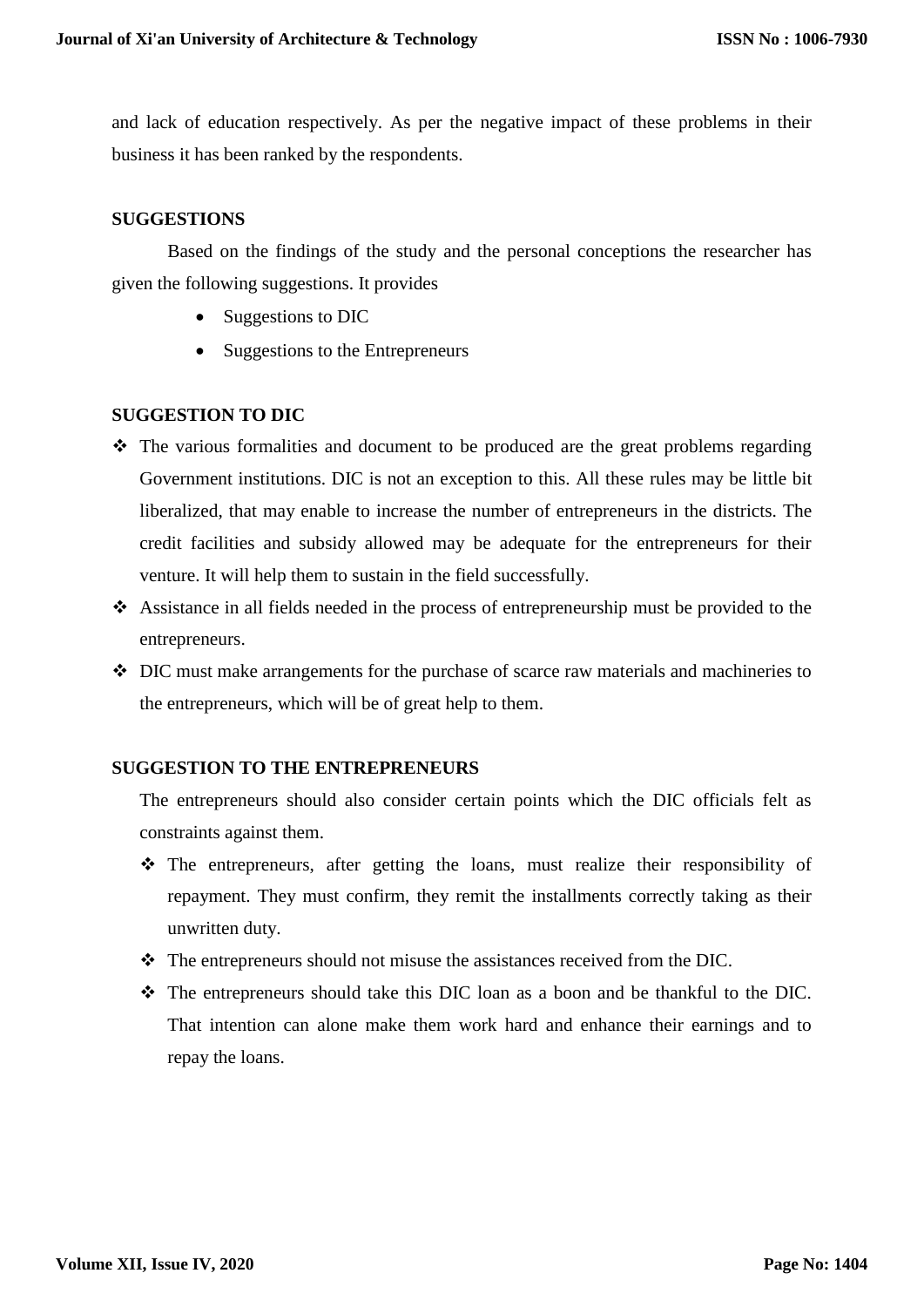and lack of education respectively. As per the negative impact of these problems in their business it has been ranked by the respondents.

## SUGGESTIONS

Based on the findings of the study and the personal conceptions the researcher has given the following suggestions. It provides

- Suggestions to DIC
- Suggestions to the Entrepreneurs

## SUGGESTION TO DIC

- The various formalities and document to be produced are the great problems regarding Government institutions. DIC is not an exception to this. All these rules may be little bit liberalized, that may enable to increase the number of entrepreneurs in the districts. The credit facilities and subsidy allowed may be adequate for the entrepreneurs for their venture. It will help them to sustain in the field successfully.
- Assistance in all fields needed in the process of entrepreneurship must be provided to the entrepreneurs.
- DIC must make arrangements for the purchase of scarce raw materials and machineries to the entrepreneurs, which will be of great help to them.

## SUGGESTION TO THE ENTREPRENEURS

The entrepreneurs should also consider certain points which the DIC officials felt as constraints against them.

- The entrepreneurs, after getting the loans, must realize their responsibility of repayment. They must confirm, they remit the installments correctly taking as their unwritten duty.
- The entrepreneurs should not misuse the assistances received from the DIC.
- The entrepreneurs should take this DIC loan as a boon and be thankful to the DIC. That intention can alone make them work hard and enhance their earnings and to repay the loans.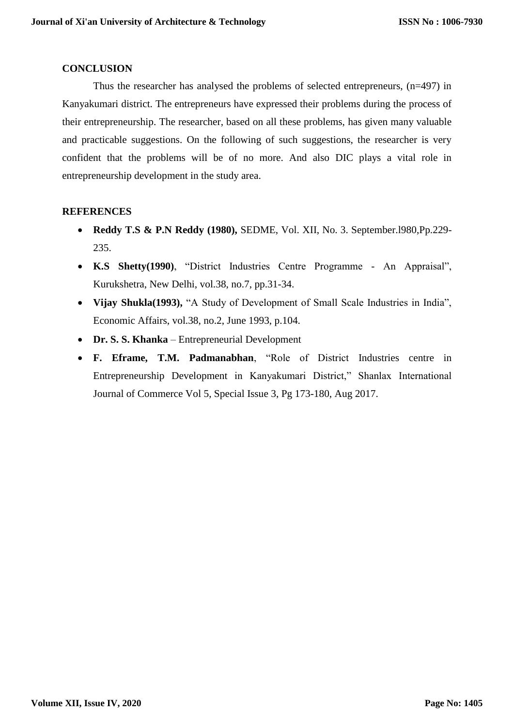## CONCLUSION

Thus the researcher has analysed the problems of selected entrepreneurs, (n=497) in Kanyakumari district. The entrepreneurs have expressed their problems during the process of their entrepreneurship. The researcher, based on all these problems, has given many valuable and practicable suggestions. On the following of such suggestions, the researcher is very confident that the problems will be of no more. And also DIC plays a vital role in entrepreneurship development in the study area.

## REFERENCES

- **Reddy T.S & P.N Reddy (1980),** SEDME, Vol. XII, No. 3. September.l980,Pp.229-235.
- **K.S Shetty(1990)**, "District Industries Centre Programme - An Appraisal", Kurukshetra, New Delhi, vol.38, no.7, pp.31-34.
- **Vijay Shukla(1993),** "A Study of Development of Small Scale Industries in India", Economic Affairs, vol.38, no.2, June 1993, p.104.
- **Dr. S. S. Khanka** – Entrepreneurial Development
- **F. Eframe, T.M. Padmanabhan**, "Role of District Industries centre in Entrepreneurship Development in Kanyakumari District," Shanlax International Journal of Commerce Vol 5, Special Issue 3, Pg 173-180, Aug 2017.